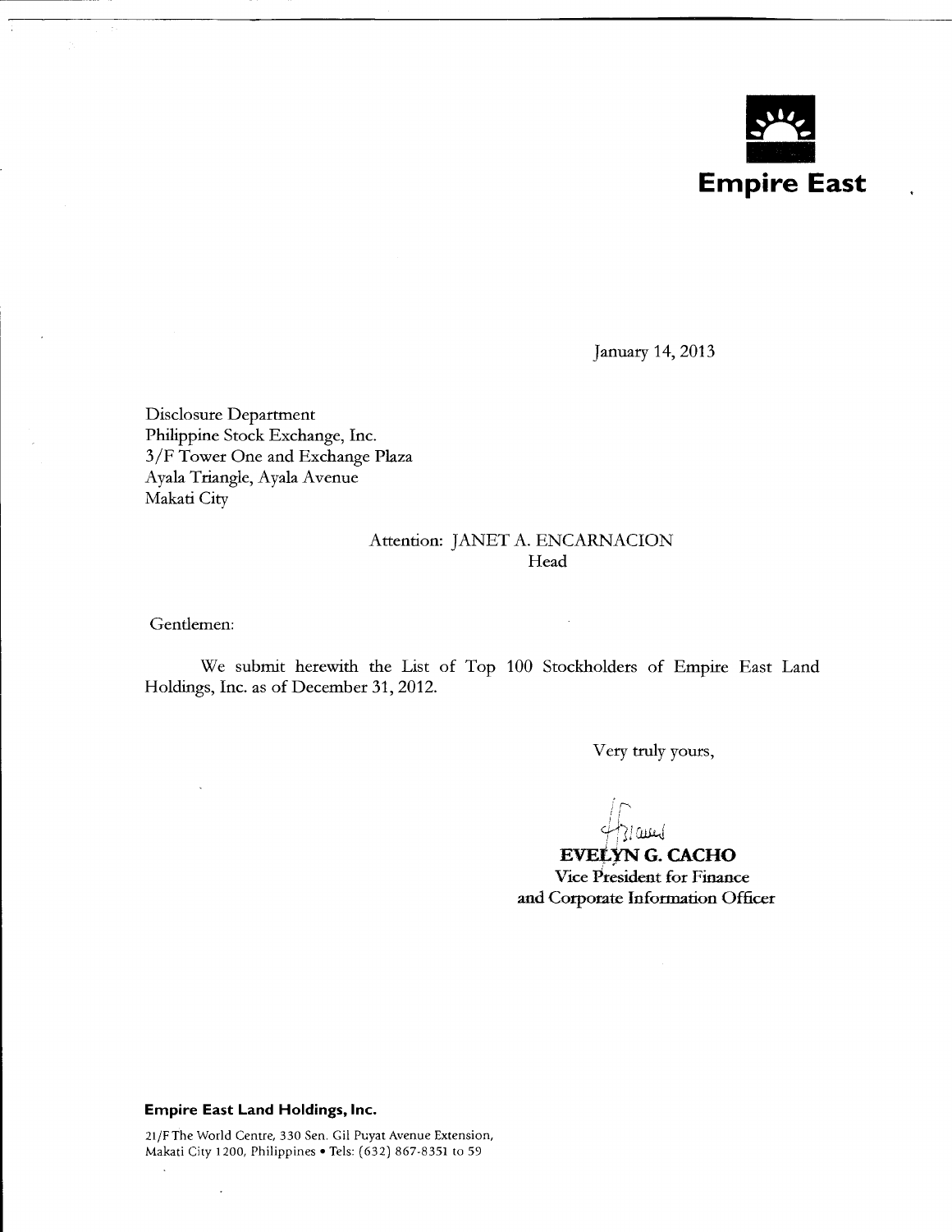**Empire East**

January 14, 2013

Disclosure Department
Philippine Stock Exchange, Inc.
3/F Tower One and Exchange Plaza
Ayala Triangle, Ayala Avenue
Makati City

Attention: JANET A. ENCARNACION
Head

Gentlemen:

We submit herewith the List of Top 100 Stockholders of Empire East Land Holdings, Inc. as of December 31, 2012.

Very truly yours,

**EVELYN G. CACHO**
Vice President for Finance
and Corporate Information Officer

**Empire East Land Holdings, Inc.**

21/F The World Centre, 330 Sen. Gil Puyat Avenue Extension,
Makati City 1200, Philippines • Tels: (632) 867-8351 to 59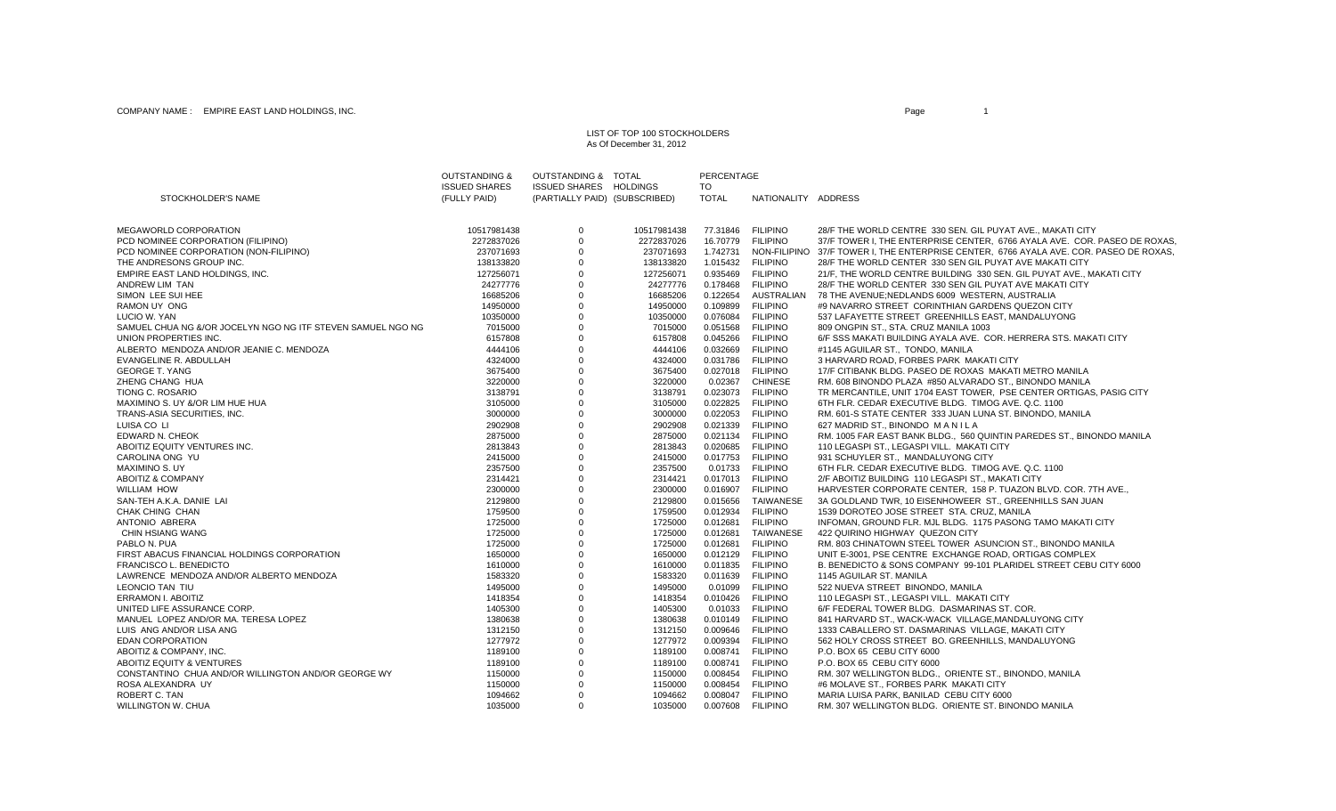COMPANY NAME : EMPIRE EAST LAND HOLDINGS, INC.

LIST OF TOP 100 STOCKHOLDERS
As Of December 31, 2012

| STOCKHOLDER'S NAME | OUTSTANDING & ISSUED SHARES (FULLY PAID) | OUTSTANDING & ISSUED SHARES (PARTIALLY PAID) | TOTAL HOLDINGS (SUBSCRIBED) | PERCENTAGE TO TOTAL | NATIONALITY | ADDRESS |
|---|---|---|---|---|---|---|
| MEGAWORLD CORPORATION | 10517981438 | 0 | 10517981438 | 77.31846 | FILIPINO | 28/F THE WORLD CENTRE 330 SEN. GIL PUYAT AVE., MAKATI CITY |
| PCD NOMINEE CORPORATION (FILIPINO) | 2272837026 | 0 | 2272837026 | 16.70779 | FILIPINO | 37/F TOWER I, THE ENTERPRISE CENTER, 6766 AYALA AVE. COR. PASEO DE ROXAS, |
| PCD NOMINEE CORPORATION (NON-FILIPINO) | 237071693 | 0 | 237071693 | 1.742731 | NON-FILIPINO | 37/F TOWER I, THE ENTERPRISE CENTER, 6766 AYALA AVE. COR. PASEO DE ROXAS, |
| THE ANDRESONS GROUP INC. | 138133820 | 0 | 138133820 | 1.015432 | FILIPINO | 28/F THE WORLD CENTER 330 SEN GIL PUYAT AVE MAKATI CITY |
| EMPIRE EAST LAND HOLDINGS, INC. | 127256071 | 0 | 127256071 | 0.935469 | FILIPINO | 21/F, THE WORLD CENTRE BUILDING 330 SEN. GIL PUYAT AVE., MAKATI CITY |
| ANDREW LIM TAN | 24277776 | 0 | 24277776 | 0.178468 | FILIPINO | 28/F THE WORLD CENTER 330 SEN GIL PUYAT AVE MAKATI CITY |
| SIMON LEE SUI HEE | 16685206 | 0 | 16685206 | 0.122654 | AUSTRALIAN | 78 THE AVENUE;NEDLANDS 6009 WESTERN, AUSTRALIA |
| RAMON UY ONG | 14950000 | 0 | 14950000 | 0.109899 | FILIPINO | #9 NAVARRO STREET CORINTHIAN GARDENS QUEZON CITY |
| LUCIO W. YAN | 10350000 | 0 | 10350000 | 0.076084 | FILIPINO | 537 LAFAYETTE STREET GREENHILLS EAST, MANDALUYONG |
| SAMUEL CHUA NG &/OR JOCELYN NGO NG ITF STEVEN SAMUEL NGO NG | 7015000 | 0 | 7015000 | 0.051568 | FILIPINO | 809 ONGPIN ST., STA. CRUZ MANILA 1003 |
| UNION PROPERTIES INC. | 6157808 | 0 | 6157808 | 0.045266 | FILIPINO | 6/F SSS MAKATI BUILDING AYALA AVE. COR. HERRERA STS. MAKATI CITY |
| ALBERTO MENDOZA AND/OR JEANIE C. MENDOZA | 4444106 | 0 | 4444106 | 0.032669 | FILIPINO | #1145 AGUILAR ST., TONDO, MANILA |
| EVANGELINE R. ABDULLAH | 4324000 | 0 | 4324000 | 0.031786 | FILIPINO | 3 HARVARD ROAD, FORBES PARK MAKATI CITY |
| GEORGE T. YANG | 3675400 | 0 | 3675400 | 0.027018 | FILIPINO | 17/F CITIBANK BLDG. PASEO DE ROXAS MAKATI METRO MANILA |
| ZHENG CHANG HUA | 3220000 | 0 | 3220000 | 0.02367 | CHINESE | RM. 608 BINONDO PLAZA #850 ALVARADO ST., BINONDO MANILA |
| TIONG C. ROSARIO | 3138791 | 0 | 3138791 | 0.023073 | FILIPINO | TR MERCANTILE, UNIT 1704 EAST TOWER, PSE CENTER ORTIGAS, PASIG CITY |
| MAXIMINO S. UY &/OR LIM HUE HUA | 3105000 | 0 | 3105000 | 0.022825 | FILIPINO | 6TH FLR. CEDAR EXECUTIVE BLDG. TIMOG AVE. Q.C. 1100 |
| TRANS-ASIA SECURITIES, INC. | 3000000 | 0 | 3000000 | 0.022053 | FILIPINO | RM. 601-S STATE CENTER 333 JUAN LUNA ST. BINONDO, MANILA |
| LUISA CO LI | 2902908 | 0 | 2902908 | 0.021339 | FILIPINO | 627 MADRID ST., BINONDO M A N I L A |
| EDWARD N. CHEOK | 2875000 | 0 | 2875000 | 0.021134 | FILIPINO | RM. 1005 FAR EAST BANK BLDG., 560 QUINTIN PAREDES ST., BINONDO MANILA |
| ABOITIZ EQUITY VENTURES INC. | 2813843 | 0 | 2813843 | 0.020685 | FILIPINO | 110 LEGASPI ST., LEGASPI VILL. MAKATI CITY |
| CAROLINA ONG YU | 2415000 | 0 | 2415000 | 0.017753 | FILIPINO | 931 SCHUYLER ST., MANDALUYONG CITY |
| MAXIMINO S. UY | 2357500 | 0 | 2357500 | 0.01733 | FILIPINO | 6TH FLR. CEDAR EXECUTIVE BLDG. TIMOG AVE. Q.C. 1100 |
| ABOITIZ & COMPANY | 2314421 | 0 | 2314421 | 0.017013 | FILIPINO | 2/F ABOITIZ BUILDING 110 LEGASPI ST., MAKATI CITY |
| WILLIAM HOW | 2300000 | 0 | 2300000 | 0.016907 | FILIPINO | HARVESTER CORPORATE CENTER, 158 P. TUAZON BLVD. COR. 7TH AVE., |
| SAN-TEH A.K.A. DANIE LAI | 2129800 | 0 | 2129800 | 0.015656 | TAIWANESE | 3A GOLDLAND TWR, 10 EISENHOWEER ST., GREENHILLS SAN JUAN |
| CHAK CHING CHAN | 1759500 | 0 | 1759500 | 0.012934 | FILIPINO | 1539 DOROTEO JOSE STREET STA. CRUZ, MANILA |
| ANTONIO ABRERA | 1725000 | 0 | 1725000 | 0.012681 | FILIPINO | INFOMAN, GROUND FLR. MJL BLDG. 1175 PASONG TAMO MAKATI CITY |
| CHIN HSIANG WANG | 1725000 | 0 | 1725000 | 0.012681 | TAIWANESE | 422 QUIRINO HIGHWAY QUEZON CITY |
| PABLO N. PUA | 1725000 | 0 | 1725000 | 0.012681 | FILIPINO | RM. 803 CHINATOWN STEEL TOWER ASUNCION ST., BINONDO MANILA |
| FIRST ABACUS FINANCIAL HOLDINGS CORPORATION | 1650000 | 0 | 1650000 | 0.012129 | FILIPINO | UNIT E-3001, PSE CENTRE EXCHANGE ROAD, ORTIGAS COMPLEX |
| FRANCISCO L. BENEDICTO | 1610000 | 0 | 1610000 | 0.011835 | FILIPINO | B. BENEDICTO & SONS COMPANY 99-101 PLARIDEL STREET CEBU CITY 6000 |
| LAWRENCE MENDOZA AND/OR ALBERTO MENDOZA | 1583320 | 0 | 1583320 | 0.011639 | FILIPINO | 1145 AGUILAR ST. MANILA |
| LEONCIO TAN TIU | 1495000 | 0 | 1495000 | 0.01099 | FILIPINO | 522 NUEVA STREET BINONDO, MANILA |
| ERRAMON I. ABOITIZ | 1418354 | 0 | 1418354 | 0.010426 | FILIPINO | 110 LEGASPI ST., LEGASPI VILL. MAKATI CITY |
| UNITED LIFE ASSURANCE CORP. | 1405300 | 0 | 1405300 | 0.01033 | FILIPINO | 6/F FEDERAL TOWER BLDG. DASMARINAS ST. COR. |
| MANUEL LOPEZ AND/OR MA. TERESA LOPEZ | 1380638 | 0 | 1380638 | 0.010149 | FILIPINO | 841 HARVARD ST., WACK-WACK VILLAGE,MANDALUYONG CITY |
| LUIS ANG AND/OR LISA ANG | 1312150 | 0 | 1312150 | 0.009646 | FILIPINO | 1333 CABALLERO ST. DASMARINAS VILLAGE, MAKATI CITY |
| EDAN CORPORATION | 1277972 | 0 | 1277972 | 0.009394 | FILIPINO | 562 HOLY CROSS STREET BO. GREENHILLS, MANDALUYONG |
| ABOITIZ & COMPANY, INC. | 1189100 | 0 | 1189100 | 0.008741 | FILIPINO | P.O. BOX 65 CEBU CITY 6000 |
| ABOITIZ EQUITY & VENTURES | 1189100 | 0 | 1189100 | 0.008741 | FILIPINO | P.O. BOX 65 CEBU CITY 6000 |
| CONSTANTINO CHUA AND/OR WILLINGTON AND/OR GEORGE WY | 1150000 | 0 | 1150000 | 0.008454 | FILIPINO | RM. 307 WELLINGTON BLDG., ORIENTE ST., BINONDO, MANILA |
| ROSA ALEXANDRA UY | 1150000 | 0 | 1150000 | 0.008454 | FILIPINO | #6 MOLAVE ST., FORBES PARK MAKATI CITY |
| ROBERT C. TAN | 1094662 | 0 | 1094662 | 0.008047 | FILIPINO | MARIA LUISA PARK, BANILAD CEBU CITY 6000 |
| WILLINGTON W. CHUA | 1035000 | 0 | 1035000 | 0.007608 | FILIPINO | RM. 307 WELLINGTON BLDG. ORIENTE ST. BINONDO MANILA |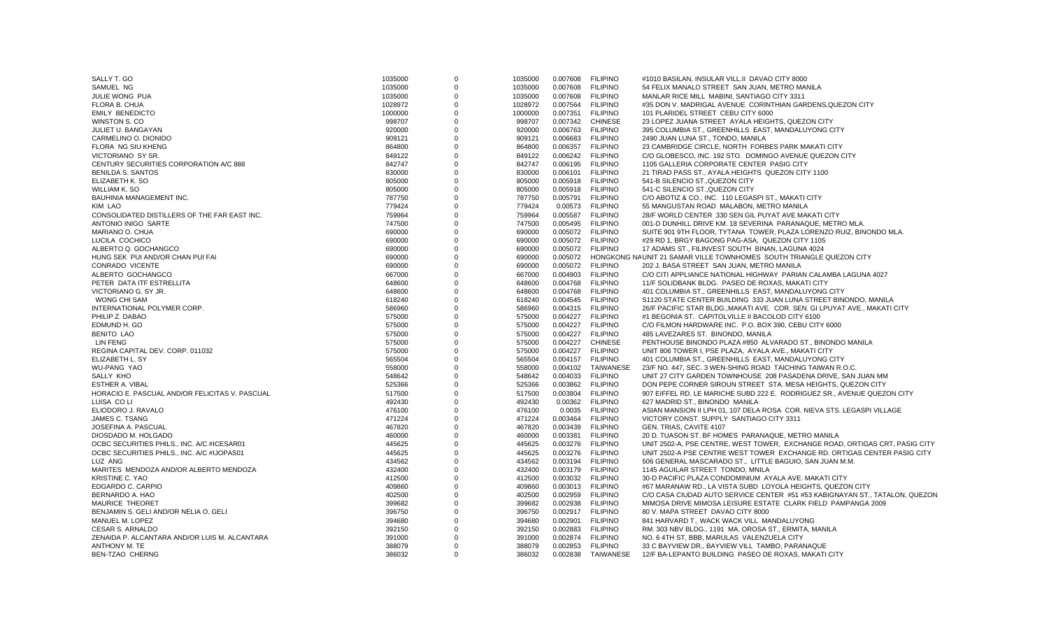| | | | | | | |
|---|---|---|---|---|---|---|
| SALLY T. GO | 1035000 | 0 | 1035000 | 0.007608 | FILIPINO | #1010 BASILAN, INSULAR VILL.II DAVAO CITY 8000 |
| SAMUEL NG | 1035000 | 0 | 1035000 | 0.007608 | FILIPINO | 54 FELIX MANALO STREET SAN JUAN, METRO MANILA |
| JULIE WONG PUA | 1035000 | 0 | 1035000 | 0.007608 | FILIPINO | MANLAR RICE MILL MABINI, SANTIAGO CITY 3311 |
| FLORA B. CHUA | 1028972 | 0 | 1028972 | 0.007564 | FILIPINO | #35 DON V. MADRIGAL AVENUE CORINTHIAN GARDENS,QUEZON CITY |
| EMILY BENEDICTO | 1000000 | 0 | 1000000 | 0.007351 | FILIPINO | 101 PLARIDEL STREET CEBU CITY 6000 |
| WINSTON S. CO | 998707 | 0 | 998707 | 0.007342 | CHINESE | 23 LOPEZ JUANA STREET AYALA HEIGHTS, QUEZON CITY |
| JULIET U. BANGAYAN | 920000 | 0 | 920000 | 0.006763 | FILIPINO | 395 COLUMBIA ST., GREENHILLS EAST, MANDALUYONG CITY |
| CARMELINO O. DIONIDO | 909121 | 0 | 909121 | 0.006683 | FILIPINO | 2490 JUAN LUNA ST., TONDO, MANILA |
| FLORA NG SIU KHENG | 864800 | 0 | 864800 | 0.006357 | FILIPINO | 23 CAMBRIDGE CIRCLE, NORTH FORBES PARK MAKATI CITY |
| VICTORIANO SY SR. | 849122 | 0 | 849122 | 0.006242 | FILIPINO | C/O GLOBESCO, INC. 192 STO. DOMINGO AVENUE QUEZON CITY |
| CENTURY SECURITIES CORPORATION A/C 888 | 842747 | 0 | 842747 | 0.006195 | FILIPINO | 1105 GALLERIA CORPORATE CENTER PASIG CITY |
| BENILDA S. SANTOS | 830000 | 0 | 830000 | 0.006101 | FILIPINO | 21 TIRAD PASS ST., AYALA HEIGHTS QUEZON CITY 1100 |
| ELIZABETH K. SO | 805000 | 0 | 805000 | 0.005918 | FILIPINO | 541-B SILENCIO ST.,QUEZON CITY |
| WILLIAM K. SO | 805000 | 0 | 805000 | 0.005918 | FILIPINO | 541-C SILENCIO ST.,QUEZON CITY |
| BAUHINIA MANAGEMENT INC. | 787750 | 0 | 787750 | 0.005791 | FILIPINO | C/O ABOTIZ & CO., INC. 110 LEGASPI ST., MAKATI CITY |
| KIM LAO | 779424 | 0 | 779424 | 0.00573 | FILIPINO | 55 MANGUSTAN ROAD MALABON, METRO MANILA |
| CONSOLIDATED DISTILLERS OF THE FAR EAST INC. | 759964 | 0 | 759964 | 0.005587 | FILIPINO | 28/F WORLD CENTER 330 SEN GIL PUYAT AVE MAKATI CITY |
| ANTONIO INIGO SARTE | 747500 | 0 | 747500 | 0.005495 | FILIPINO | 001-D DUNHILL DRIVE KM. 18 SEVERINA PARANAQUE, METRO MLA. |
| MARIANO O. CHUA | 690000 | 0 | 690000 | 0.005072 | FILIPINO | SUITE 901 9TH FLOOR, TYTANA TOWER, PLAZA LORENZO RUIZ, BINONDO MLA. |
| LUCILA COCHICO | 690000 | 0 | 690000 | 0.005072 | FILIPINO | #29 RD 1, BRGY BAGONG PAG-ASA, QUEZON CITY 1105 |
| ALBERTO Q. GOCHANGCO | 690000 | 0 | 690000 | 0.005072 | FILIPINO | 17 ADAMS ST., FILINVEST SOUTH BINAN, LAGUNA 4024 |
| HUNG SEK PUI AND/OR CHAN PUI FAI | 690000 | 0 | 690000 | 0.005072 | HONGKONG NA | UNIT 21 SAMAR VILLE TOWNHOMES SOUTH TRIANGLE QUEZON CITY |
| CONRADO VICENTE | 690000 | 0 | 690000 | 0.005072 | FILIPINO | 202 J. BASA STREET SAN JUAN, METRO MANILA |
| ALBERTO GOCHANGCO | 667000 | 0 | 667000 | 0.004903 | FILIPINO | C/O CITI APPLIANCE NATIONAL HIGHWAY PARIAN CALAMBA LAGUNA 4027 |
| PETER DATA ITF ESTRELLITA | 648600 | 0 | 648600 | 0.004768 | FILIPINO | 11/F SOLIDBANK BLDG. PASEO DE ROXAS, MAKATI CITY |
| VICTORIANO G. SY JR. | 648600 | 0 | 648600 | 0.004768 | FILIPINO | 401 COLUMBIA ST., GREENHILLS EAST, MANDALUYONG CITY |
| WONG CHI SAM | 618240 | 0 | 618240 | 0.004545 | FILIPINO | S1120 STATE CENTER BUILDING 333 JUAN LUNA STREET BINONDO, MANILA |
| INTERNATIONAL POLYMER CORP. | 586960 | 0 | 586960 | 0.004315 | FILIPINO | 26/F PACIFIC STAR BLDG.,MAKATI AVE. COR. SEN. GI LPUYAT AVE., MAKATI CITY |
| PHILIP Z. DABAO | 575000 | 0 | 575000 | 0.004227 | FILIPINO | #1 BEGONIA ST. CAPITOLVILLE II BACOLOD CITY 6100 |
| EDMUND H. GO | 575000 | 0 | 575000 | 0.004227 | FILIPINO | C/O FILMON HARDWARE INC. P.O. BOX 390, CEBU CITY 6000 |
| BENITO LAO | 575000 | 0 | 575000 | 0.004227 | FILIPINO | 485 LAVEZARES ST. BINONDO, MANILA |
| LIN FENG | 575000 | 0 | 575000 | 0.004227 | CHINESE | PENTHOUSE BINONDO PLAZA #850 ALVARADO ST., BINONDO MANILA |
| REGINA CAPITAL DEV. CORP. 011032 | 575000 | 0 | 575000 | 0.004227 | FILIPINO | UNIT 806 TOWER I, PSE PLAZA, AYALA AVE., MAKATI CITY |
| ELIZABETH L. SY | 565504 | 0 | 565504 | 0.004157 | FILIPINO | 401 COLUMBIA ST., GREENHILLS EAST, MANDALUYONG CITY |
| WU-PANG YAO | 558000 | 0 | 558000 | 0.004102 | TAIWANESE | 23/F NO. 447, SEC. 3 WEN-SHING ROAD TAICHING TAIWAN R.O.C. |
| SALLY KHO | 548642 | 0 | 548642 | 0.004033 | FILIPINO | UNIT 27 CITY GARDEN TOWNHOUSE 208 PASADENA DRIVE, SAN JUAN MM |
| ESTHER A. VIBAL | 525366 | 0 | 525366 | 0.003862 | FILIPINO | DON PEPE CORNER SIROUN STREET STA. MESA HEIGHTS, QUEZON CITY |
| HORACIO E. PASCUAL AND/OR FELICITAS V. PASCUAL | 517500 | 0 | 517500 | 0.003804 | FILIPINO | 907 EIFFEL RD. LE MARICHE SUBD 222 E. RODRIGUEZ SR., AVENUE QUEZON CITY |
| LUISA CO LI | 492430 | 0 | 492430 | 0.00362 | FILIPINO | 627 MADRID ST., BINONDO MANILA |
| ELIODORO J. RAVALO | 476100 | 0 | 476100 | 0.0035 | FILIPINO | ASIAN MANSION II LPH 01, 107 DELA ROSA COR. NIEVA STS. LEGASPI VILLAGE |
| JAMES C. TSANG | 471224 | 0 | 471224 | 0.003464 | FILIPINO | VICTORY CONST. SUPPLY SANTIAGO CITY 3311 |
| JOSEFINA A. PASCUAL | 467820 | 0 | 467820 | 0.003439 | FILIPINO | GEN. TRIAS, CAVITE 4107 |
| DIOSDADO M. HOLGADO | 460000 | 0 | 460000 | 0.003381 | FILIPINO | 20 D. TUASON ST. BF HOMES PARANAQUE, METRO MANILA |
| OCBC SECURITIES PHILS., INC. A/C #ICESAR01 | 445625 | 0 | 445625 | 0.003276 | FILIPINO | UNIT 2502-A, PSE CENTRE, WEST TOWER, EXCHANGE ROAD, ORTIGAS CRT, PASIG CITY |
| OCBC SECURITIES PHILS., INC. A/C #IJOPAS01 | 445625 | 0 | 445625 | 0.003276 | FILIPINO | UNIT 2502-A PSE CENTRE WEST TOWER EXCHANGE RD. ORTIGAS CENTER PASIG CITY |
| LUZ ANG | 434562 | 0 | 434562 | 0.003194 | FILIPINO | 506 GENERAL MASCARADO ST., LITTLE BAGUIO, SAN JUAN M.M. |
| MARITES MENDOZA AND/OR ALBERTO MENDOZA | 432400 | 0 | 432400 | 0.003179 | FILIPINO | 1145 AGUILAR STREET TONDO, MNILA |
| KRISTINE C. YAO | 412500 | 0 | 412500 | 0.003032 | FILIPINO | 30-D PACIFIC PLAZA CONDOMINIUM AYALA AVE. MAKATI CITY |
| EDGARDO C. CARPIO | 409860 | 0 | 409860 | 0.003013 | FILIPINO | #67 MARANAW RD., LA VISTA SUBD LOYOLA HEIGHTS, QUEZON CITY |
| BERNARDO A. HAO | 402500 | 0 | 402500 | 0.002959 | FILIPINO | C/O CASA CIUDAD AUTO SERVICE CENTER #51 #53 KABIGNAYAN ST., TATALON, QUEZON |
| MAURICE THEORET | 399682 | 0 | 399682 | 0.002938 | FILIPINO | MIMOSA DRIVE MIMOSA LEISURE ESTATE CLARK FIELD PAMPANGA 2009 |
| BENJAMIN S. GELI AND/OR NELIA O. GELI | 396750 | 0 | 396750 | 0.002917 | FILIPINO | 80 V. MAPA STREET DAVAO CITY 8000 |
| MANUEL M. LOPEZ | 394680 | 0 | 394680 | 0.002901 | FILIPINO | 841 HARVARD T., WACK WACK VILL MANDALUYONG |
| CESAR S. ARNALDO | 392150 | 0 | 392150 | 0.002883 | FILIPINO | RM. 303 NBV BLDG., 1191 MA. OROSA ST., ERMITA, MANILA |
| ZENAIDA P. ALCANTARA AND/OR LUIS M. ALCANTARA | 391000 | 0 | 391000 | 0.002874 | FILIPINO | NO. 6 4TH ST, BBB, MARULAS VALENZUELA CITY |
| ANTHONY M. TE | 388079 | 0 | 388079 | 0.002853 | FILIPINO | 33 C BAYVIEW DR., BAYVIEW VILL TAMBO, PARANAQUE |
| BEN-TZAO CHERNG | 386032 | 0 | 386032 | 0.002838 | TAIWANESE | 12/F BA-LEPANTO BUILDING PASEO DE ROXAS, MAKATI CITY |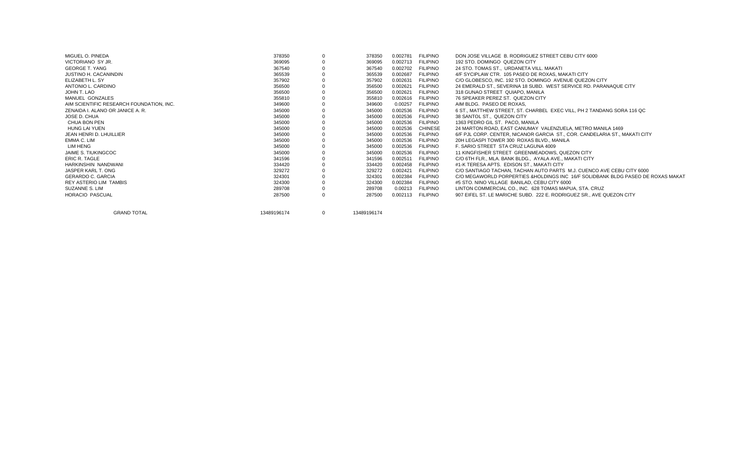| | | | | | | |
|---|---|---|---|---|---|---|
| MIGUEL O. PINEDA | 378350 | 0 | 378350 | 0.002781 | FILIPINO | DON JOSE VILLAGE B. RODRIGUEZ STREET CEBU CITY 6000 |
| VICTORIANO SY JR. | 369095 | 0 | 369095 | 0.002713 | FILIPINO | 192 STO. DOMINGO QUEZON CITY |
| GEORGE T. YANG | 367540 | 0 | 367540 | 0.002702 | FILIPINO | 24 STO. TOMAS ST., URDANETA VILL. MAKATI |
| JUSTINO H. CACANINDIN | 365539 | 0 | 365539 | 0.002687 | FILIPINO | 4/F SYCIPLAW CTR. 105 PASEO DE ROXAS, MAKATI CITY |
| ELIZABETH L. SY | 357902 | 0 | 357902 | 0.002631 | FILIPINO | C/O GLOBESCO, INC. 192 STO. DOMINGO AVENUE QUEZON CITY |
| ANTONIO L. CARDINO | 356500 | 0 | 356500 | 0.002621 | FILIPINO | 24 EMERALD ST., SEVERINA 18 SUBD. WEST SERVICE RD. PARANAQUE CITY |
| JOHN T. LAO | 356500 | 0 | 356500 | 0.002621 | FILIPINO | 318 GUNAO STREET QUIAPO, MANILA |
| MANUEL GONZALES | 355810 | 0 | 355810 | 0.002616 | FILIPINO | 76 SPEAKER PEREZ ST. QUEZON CITY |
| AIM SCIENTIFIC RESEARCH FOUNDATION, INC. | 349600 | 0 | 349600 | 0.00257 | FILIPINO | AIM BLDG. PASEO DE ROXAS, |
| ZENAIDA I. ALANO OR JANICE A. R. | 345000 | 0 | 345000 | 0.002536 | FILIPINO | 6 ST., MATTHEW STREET, ST. CHARBEL EXEC VILL, PH 2 TANDANG SORA 116 QC |
| JOSE D. CHUA | 345000 | 0 | 345000 | 0.002536 | FILIPINO | 38 SANTOL ST., QUEZON CITY |
| CHUA BON PEN | 345000 | 0 | 345000 | 0.002536 | FILIPINO | 1363 PEDRO GIL ST. PACO, MANILA |
| HUNG LAI YUEN | 345000 | 0 | 345000 | 0.002536 | CHINESE | 24 MARTON ROAD, EAST CANUMAY VALENZUELA, METRO MANILA 1469 |
| JEAN HENRI D. LHUILLIER | 345000 | 0 | 345000 | 0.002536 | FILIPINO | 6/F PJL CORP. CENTER, NICANOR GARCIA ST., COR. CANDELARIA ST., MAKATI CITY |
| EMMA C. LIM | 345000 | 0 | 345000 | 0.002536 | FILIPINO | 20H LEGASPI TOWER 300 ROXAS BLVD., MANILA |
| LIM HENG | 345000 | 0 | 345000 | 0.002536 | FILIPINO | F. SARIO STREET STA CRUZ LAGUNA 4009 |
| JAIME S. TIUKINGCOC | 345000 | 0 | 345000 | 0.002536 | FILIPINO | 11 KINGFISHER STREET GREENMEADOWS, QUEZON CITY |
| ERIC R. TAGLE | 341596 | 0 | 341596 | 0.002511 | FILIPINO | C/O 6TH FLR., MLA. BANK BLDG., AYALA AVE., MAKATI CITY |
| HARKINSHIN NANDWANI | 334420 | 0 | 334420 | 0.002458 | FILIPINO | #1-K TERESA APTS. EDISON ST., MAKATI CITY |
| JASPER KARL T. ONG | 329272 | 0 | 329272 | 0.002421 | FILIPINO | C/O SANTIAGO TACHAN, TACHAN AUTO PARTS M.J. CUENCO AVE CEBU CITY 6000 |
| GERARDO C. GARCIA | 324301 | 0 | 324301 | 0.002384 | FILIPINO | C/O MEGAWORLD PORPERTIES &HOLDINGS INC 16/F SOLIDBANK BLDG PASEO DE ROXAS MAKAT |
| REY ASTERIO LIM TAMBIS | 324300 | 0 | 324300 | 0.002384 | FILIPINO | #5 STO. NINO VILLAGE BANILAD, CEBU CITY 6000 |
| SUZANNE S. LIM | 289708 | 0 | 289708 | 0.00213 | FILIPINO | LINTON COMMERCIAL CO., INC. 628 TOMAS MAPUA, STA. CRUZ |
| HORACIO PASCUAL | 287500 | 0 | 287500 | 0.002113 | FILIPINO | 907 EIFEL ST. LE MARICHE SUBD. 222 E. RODRIGUEZ SR., AVE QUEZON CITY |
| GRAND TOTAL | 13489196174 | 0 | 13489196174 | | | |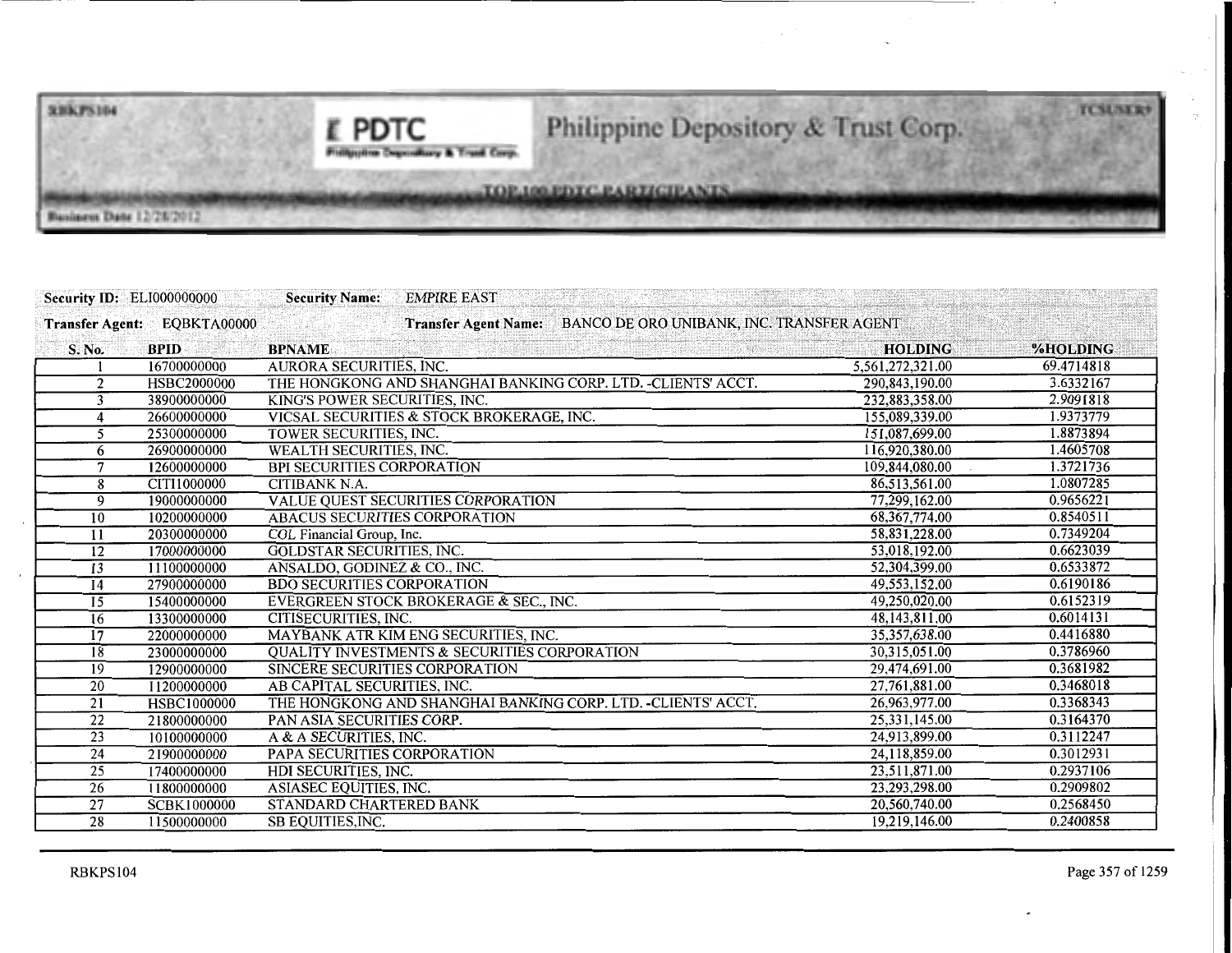# Philippine Depository & Trust Corp.

## TOP 100 PDTC PARTICIPANTS

Business Date 12/28/2012

**Security ID:** ELI000000000 **Security Name:** EMPIRE EAST

**Transfer Agent:** EQBKTA00000 **Transfer Agent Name:** BANCO DE ORO UNIBANK, INC. TRANSFER AGENT

| S. No. | BPID | BPNAME | HOLDING | %HOLDING |
|---|---|---|---|---|
| 1 | 16700000000 | AURORA SECURITIES, INC. | 5,561,272,321.00 | 69.4714818 |
| 2 | HSBC2000000 | THE HONGKONG AND SHANGHAI BANKING CORP. LTD. -CLIENTS' ACCT. | 290,843,190.00 | 3.6332167 |
| 3 | 38900000000 | KING'S POWER SECURITIES, INC. | 232,883,358.00 | 2.9091818 |
| 4 | 26600000000 | VICSAL SECURITIES & STOCK BROKERAGE, INC. | 155,089,339.00 | 1.9373779 |
| 5 | 25300000000 | TOWER SECURITIES, INC. | 151,087,699.00 | 1.8873894 |
| 6 | 26900000000 | WEALTH SECURITIES, INC. | 116,920,380.00 | 1.4605708 |
| 7 | 12600000000 | BPI SECURITIES CORPORATION | 109,844,080.00 | 1.3721736 |
| 8 | CITI1000000 | CITIBANK N.A. | 86,513,561.00 | 1.0807285 |
| 9 | 19000000000 | VALUE QUEST SECURITIES CORPORATION | 77,299,162.00 | 0.9656221 |
| 10 | 10200000000 | ABACUS SECURITIES CORPORATION | 68,367,774.00 | 0.8540511 |
| 11 | 20300000000 | COL Financial Group, Inc. | 58,831,228.00 | 0.7349204 |
| 12 | 17000000000 | GOLDSTAR SECURITIES, INC. | 53,018,192.00 | 0.6623039 |
| 13 | 11100000000 | ANSALDO, GODINEZ & CO., INC. | 52,304,399.00 | 0.6533872 |
| 14 | 27900000000 | BDO SECURITIES CORPORATION | 49,553,152.00 | 0.6190186 |
| 15 | 15400000000 | EVERGREEN STOCK BROKERAGE & SEC., INC. | 49,250,020.00 | 0.6152319 |
| 16 | 13300000000 | CITISECURITIES, INC. | 48,143,811.00 | 0.6014131 |
| 17 | 22000000000 | MAYBANK ATR KIM ENG SECURITIES, INC. | 35,357,638.00 | 0.4416880 |
| 18 | 23000000000 | QUALITY INVESTMENTS & SECURITIES CORPORATION | 30,315,051.00 | 0.3786960 |
| 19 | 12900000000 | SINCERE SECURITIES CORPORATION | 29,474,691.00 | 0.3681982 |
| 20 | 11200000000 | AB CAPITAL SECURITIES, INC. | 27,761,881.00 | 0.3468018 |
| 21 | HSBC1000000 | THE HONGKONG AND SHANGHAI BANKING CORP. LTD. -CLIENTS' ACCT. | 26,963,977.00 | 0.3368343 |
| 22 | 21800000000 | PAN ASIA SECURITIES CORP. | 25,331,145.00 | 0.3164370 |
| 23 | 10100000000 | A & A SECURITIES, INC. | 24,913,899.00 | 0.3112247 |
| 24 | 21900000000 | PAPA SECURITIES CORPORATION | 24,118,859.00 | 0.3012931 |
| 25 | 17400000000 | HDI SECURITIES, INC. | 23,511,871.00 | 0.2937106 |
| 26 | 11800000000 | ASIASEC EQUITIES, INC. | 23,293,298.00 | 0.2909802 |
| 27 | SCBK1000000 | STANDARD CHARTERED BANK | 20,560,740.00 | 0.2568450 |
| 28 | 11500000000 | SB EQUITIES,INC. | 19,219,146.00 | 0.2400858 |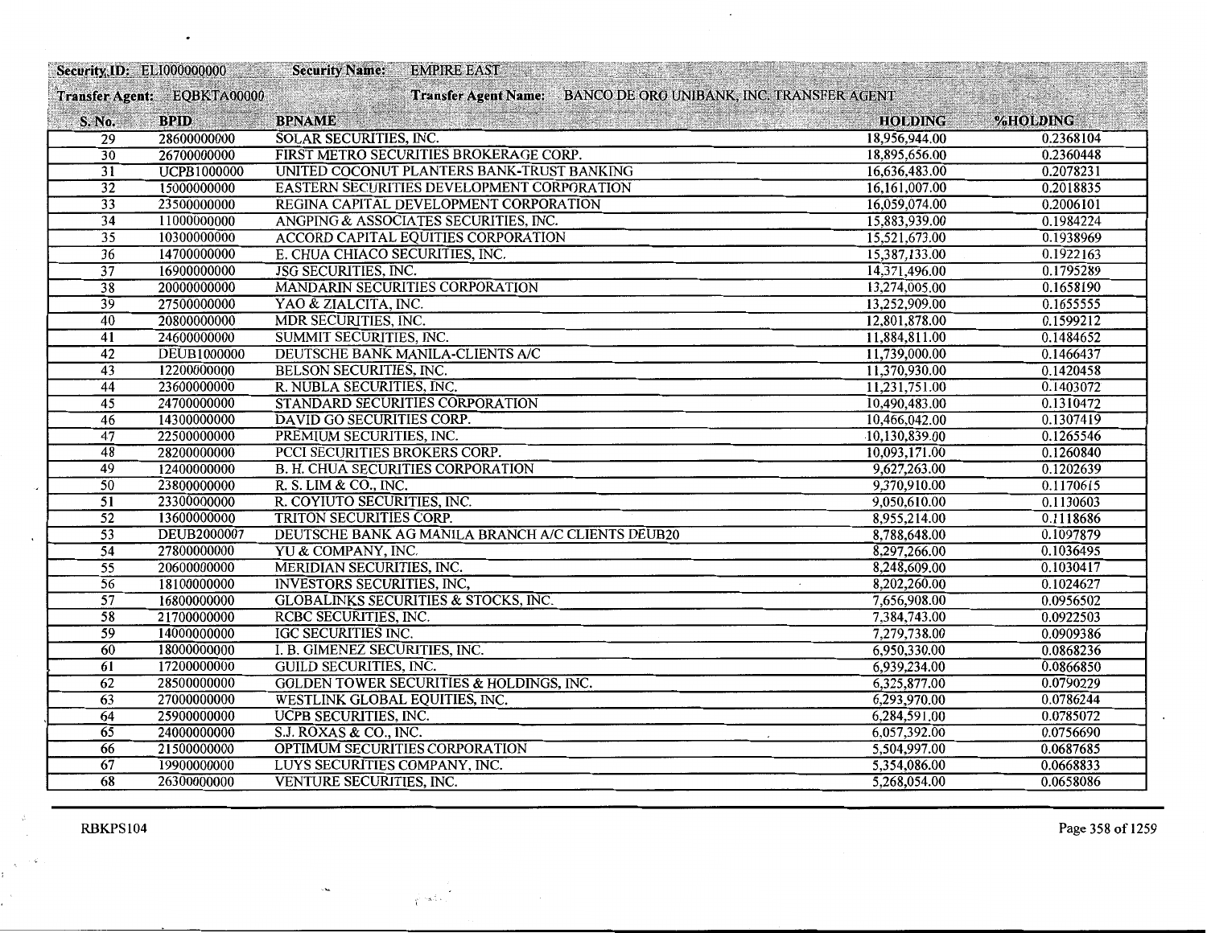| Security ID: EL1000000000 | | Security Name: EMPIRE EAST | | |
|---|---|---|---|---|
| Transfer Agent: EQBKTA00000 | | Transfer Agent Name: BANCO DE ORO UNIBANK, INC. TRANSFER AGENT | | |
| S. No. | BPID | BPNAME | HOLDING | %HOLDING |
| 29 | 28600000000 | SOLAR SECURITIES, INC. | 18,956,944.00 | 0.2368104 |
| 30 | 26700000000 | FIRST METRO SECURITIES BROKERAGE CORP. | 18,895,656.00 | 0.2360448 |
| 31 | UCPB1000000 | UNITED COCONUT PLANTERS BANK-TRUST BANKING | 16,636,483.00 | 0.2078231 |
| 32 | 15000000000 | EASTERN SECURITIES DEVELOPMENT CORPORATION | 16,161,007.00 | 0.2018835 |
| 33 | 23500000000 | REGINA CAPITAL DEVELOPMENT CORPORATION | 16,059,074.00 | 0.2006101 |
| 34 | 11000000000 | ANGPING & ASSOCIATES SECURITIES, INC. | 15,883,939.00 | 0.1984224 |
| 35 | 10300000000 | ACCORD CAPITAL EQUITIES CORPORATION | 15,521,673.00 | 0.1938969 |
| 36 | 14700000000 | E. CHUA CHIACO SECURITIES, INC. | 15,387,133.00 | 0.1922163 |
| 37 | 16900000000 | JSG SECURITIES, INC. | 14,371,496.00 | 0.1795289 |
| 38 | 20000000000 | MANDARIN SECURITIES CORPORATION | 13,274,005.00 | 0.1658190 |
| 39 | 27500000000 | YAO & ZIALCITA, INC. | 13,252,909.00 | 0.1655555 |
| 40 | 20800000000 | MDR SECURITIES, INC. | 12,801,878.00 | 0.1599212 |
| 41 | 24600000000 | SUMMIT SECURITIES, INC. | 11,884,811.00 | 0.1484652 |
| 42 | DEUB1000000 | DEUTSCHE BANK MANILA-CLIENTS A/C | 11,739,000.00 | 0.1466437 |
| 43 | 12200000000 | BELSON SECURITIES, INC. | 11,370,930.00 | 0.1420458 |
| 44 | 23600000000 | R. NUBLA SECURITIES, INC. | 11,231,751.00 | 0.1403072 |
| 45 | 24700000000 | STANDARD SECURITIES CORPORATION | 10,490,483.00 | 0.1310472 |
| 46 | 14300000000 | DAVID GO SECURITIES CORP. | 10,466,042.00 | 0.1307419 |
| 47 | 22500000000 | PREMIUM SECURITIES, INC. | 10,130,839.00 | 0.1265546 |
| 48 | 28200000000 | PCCI SECURITIES BROKERS CORP. | 10,093,171.00 | 0.1260840 |
| 49 | 12400000000 | B. H. CHUA SECURITIES CORPORATION | 9,627,263.00 | 0.1202639 |
| 50 | 23800000000 | R. S. LIM & CO., INC. | 9,370,910.00 | 0.1170615 |
| 51 | 23300000000 | R. COYIUTO SECURITIES, INC. | 9,050,610.00 | 0.1130603 |
| 52 | 13600000000 | TRITON SECURITIES CORP. | 8,955,214.00 | 0.1118686 |
| 53 | DEUB2000007 | DEUTSCHE BANK AG MANILA BRANCH A/C CLIENTS DEUB20 | 8,788,648.00 | 0.1097879 |
| 54 | 27800000000 | YU & COMPANY, INC. | 8,297,266.00 | 0.1036495 |
| 55 | 20600000000 | MERIDIAN SECURITIES, INC. | 8,248,609.00 | 0.1030417 |
| 56 | 18100000000 | INVESTORS SECURITIES, INC, | 8,202,260.00 | 0.1024627 |
| 57 | 16800000000 | GLOBALINKS SECURITIES & STOCKS, INC. | 7,656,908.00 | 0.0956502 |
| 58 | 21700000000 | RCBC SECURITIES, INC. | 7,384,743.00 | 0.0922503 |
| 59 | 14000000000 | IGC SECURITIES INC. | 7,279,738.00 | 0.0909386 |
| 60 | 18000000000 | I. B. GIMENEZ SECURITIES, INC. | 6,950,330.00 | 0.0868236 |
| 61 | 17200000000 | GUILD SECURITIES, INC. | 6,939,234.00 | 0.0866850 |
| 62 | 28500000000 | GOLDEN TOWER SECURITIES & HOLDINGS, INC. | 6,325,877.00 | 0.0790229 |
| 63 | 27000000000 | WESTLINK GLOBAL EQUITIES, INC. | 6,293,970.00 | 0.0786244 |
| 64 | 25900000000 | UCPB SECURITIES, INC. | 6,284,591.00 | 0.0785072 |
| 65 | 24000000000 | S.J. ROXAS & CO., INC. | 6,057,392.00 | 0.0756690 |
| 66 | 21500000000 | OPTIMUM SECURITIES CORPORATION | 5,504,997.00 | 0.0687685 |
| 67 | 19900000000 | LUYS SECURITIES COMPANY, INC. | 5,354,086.00 | 0.0668833 |
| 68 | 26300000000 | VENTURE SECURITIES, INC. | 5,268,054.00 | 0.0658086 |

RBKPS104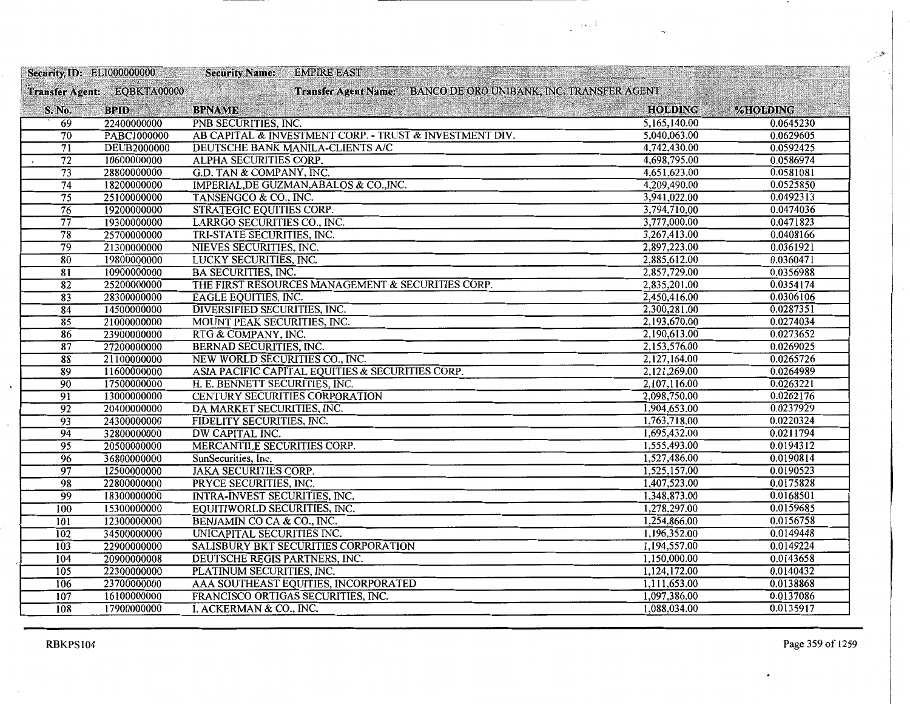| Security ID: ELI000000000 | Security Name: EMPIRE EAST | | | |
|---|---|---|---|---|
| Transfer Agent: EQBKTA00000 | Transfer Agent Name: BANCO DE ORO UNIBANK, INC. TRANSFER AGENT | | | |
| **S. No.** | **BPID** | **BPNAME** | **HOLDING** | **%HOLDING** |
| 69 | 22400000000 | PNB SECURITIES, INC. | 5,165,140.00 | 0.0645230 |
| 70 | PABC1000000 | AB CAPITAL & INVESTMENT CORP. - TRUST & INVESTMENT DIV. | 5,040,063.00 | 0.0629605 |
| 71 | DEUB2000000 | DEUTSCHE BANK MANILA-CLIENTS A/C | 4,742,430.00 | 0.0592425 |
| 72 | 10600000000 | ALPHA SECURITIES CORP. | 4,698,795.00 | 0.0586974 |
| 73 | 28800000000 | G.D. TAN & COMPANY, INC. | 4,651,623.00 | 0.0581081 |
| 74 | 18200000000 | IMPERIAL,DE GUZMAN,ABALOS & CO.,INC. | 4,209,490.00 | 0.0525850 |
| 75 | 25100000000 | TANSENGCO & CO., INC. | 3,941,022.00 | 0.0492313 |
| 76 | 19200000000 | STRATEGIC EQUITIES CORP. | 3,794,710.00 | 0.0474036 |
| 77 | 19300000000 | LARRGO SECURITIES CO., INC. | 3,777,000.00 | 0.0471823 |
| 78 | 25700000000 | TRI-STATE SECURITIES, INC. | 3,267,413.00 | 0.0408166 |
| 79 | 21300000000 | NIEVES SECURITIES, INC. | 2,897,223.00 | 0.0361921 |
| 80 | 19800000000 | LUCKY SECURITIES, INC. | 2,885,612.00 | 0.0360471 |
| 81 | 10900000000 | BA SECURITIES, INC. | 2,857,729.00 | 0.0356988 |
| 82 | 25200000000 | THE FIRST RESOURCES MANAGEMENT & SECURITIES CORP. | 2,835,201.00 | 0.0354174 |
| 83 | 28300000000 | EAGLE EQUITIES, INC. | 2,450,416.00 | 0.0306106 |
| 84 | 14500000000 | DIVERSIFIED SECURITIES, INC. | 2,300,281.00 | 0.0287351 |
| 85 | 21000000000 | MOUNT PEAK SECURITIES, INC. | 2,193,670.00 | 0.0274034 |
| 86 | 23900000000 | RTG & COMPANY, INC. | 2,190,613.00 | 0.0273652 |
| 87 | 27200000000 | BERNAD SECURITIES, INC. | 2,153,576.00 | 0.0269025 |
| 88 | 21100000000 | NEW WORLD SECURITIES CO., INC. | 2,127,164.00 | 0.0265726 |
| 89 | 11600000000 | ASIA PACIFIC CAPITAL EQUITIES & SECURITIES CORP. | 2,121,269.00 | 0.0264989 |
| 90 | 17500000000 | H. E. BENNETT SECURITIES, INC. | 2,107,116.00 | 0.0263221 |
| 91 | 13000000000 | CENTURY SECURITIES CORPORATION | 2,098,750.00 | 0.0262176 |
| 92 | 20400000000 | DA MARKET SECURITIES, INC. | 1,904,653.00 | 0.0237929 |
| 93 | 24300000000 | FIDELITY SECURITIES, INC. | 1,763,718.00 | 0.0220324 |
| 94 | 32800000000 | DW CAPITAL INC. | 1,695,432.00 | 0.0211794 |
| 95 | 20500000000 | MERCANTILE SECURITIES CORP. | 1,555,493.00 | 0.0194312 |
| 96 | 36800000000 | SunSecurities, Inc. | 1,527,486.00 | 0.0190814 |
| 97 | 12500000000 | JAKA SECURITIES CORP. | 1,525,157.00 | 0.0190523 |
| 98 | 22800000000 | PRYCE SECURITIES, INC. | 1,407,523.00 | 0.0175828 |
| 99 | 18300000000 | INTRA-INVEST SECURITIES, INC. | 1,348,873.00 | 0.0168501 |
| 100 | 15300000000 | EQUITIWORLD SECURITIES, INC. | 1,278,297.00 | 0.0159685 |
| 101 | 12300000000 | BENJAMIN CO CA & CO., INC. | 1,254,866.00 | 0.0156758 |
| 102 | 34500000000 | UNICAPITAL SECURITIES INC. | 1,196,352.00 | 0.0149448 |
| 103 | 22900000000 | SALISBURY BKT SECURITIES CORPORATION | 1,194,557.00 | 0.0149224 |
| 104 | 20900000008 | DEUTSCHE REGIS PARTNERS, INC. | 1,150,000.00 | 0.0143658 |
| 105 | 22300000000 | PLATINUM SECURITIES, INC. | 1,124,172.00 | 0.0140432 |
| 106 | 23700000000 | AAA SOUTHEAST EQUITIES, INCORPORATED | 1,111,653.00 | 0.0138868 |
| 107 | 16100000000 | FRANCISCO ORTIGAS SECURITIES, INC. | 1,097,386.00 | 0.0137086 |
| 108 | 17900000000 | I. ACKERMAN & CO., INC. | 1,088,034.00 | 0.0135917 |

RBKPS104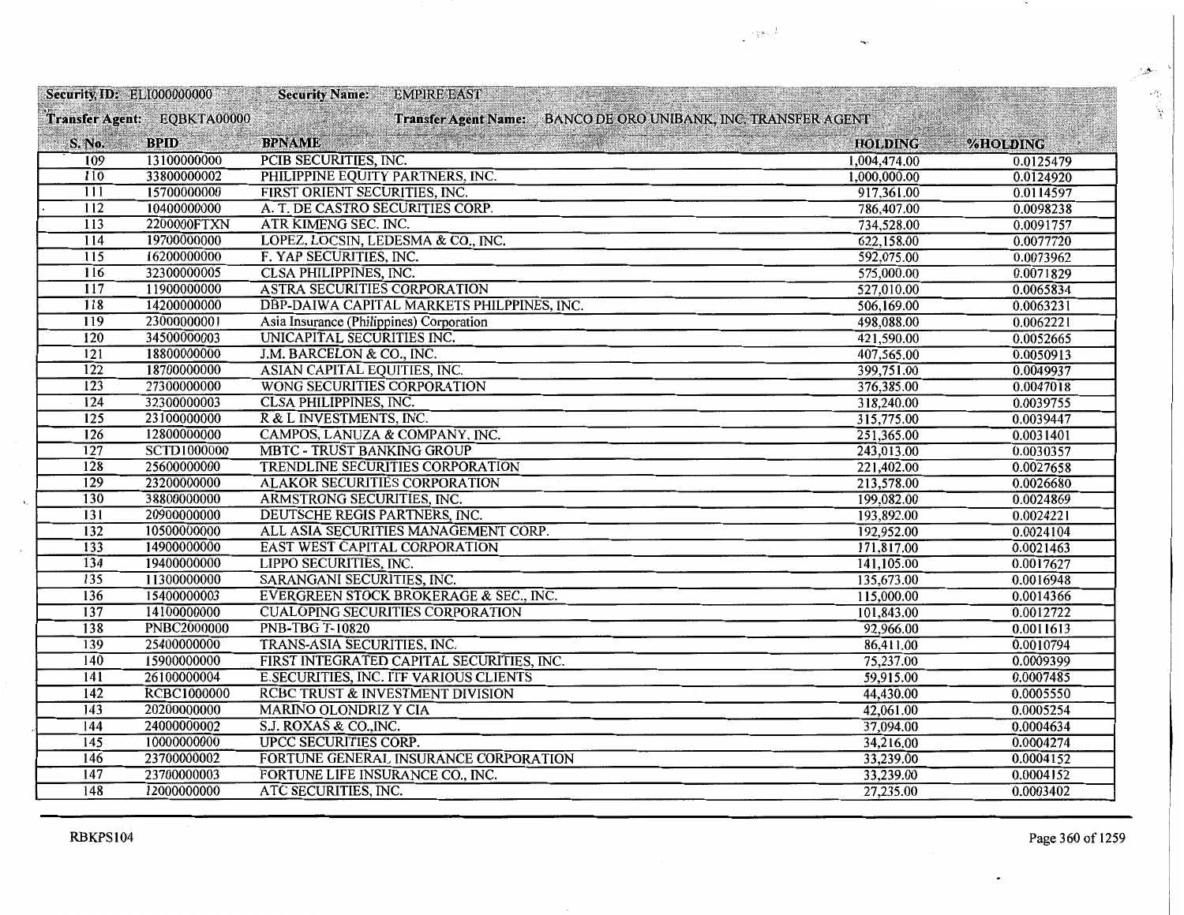| Security ID: ELI000000000 | Security Name: EMPIRE EAST | | | |
|---|---|---|---|---|
| Transfer Agent: EQBKTA00000 | Transfer Agent Name: BANCO DE ORO UNIBANK, INC. TRANSFER AGENT | | | |
| **S. No.** | **BPID** | **BPNAME** | **HOLDING** | **%HOLDING** |
| 109 | 13100000000 | PCIB SECURITIES, INC. | 1,004,474.00 | 0.0125479 |
| 110 | 33800000002 | PHILIPPINE EQUITY PARTNERS, INC. | 1,000,000.00 | 0.0124920 |
| 111 | 15700000000 | FIRST ORIENT SECURITIES, INC. | 917,361.00 | 0.0114597 |
| 112 | 10400000000 | A. T. DE CASTRO SECURITIES CORP. | 786,407.00 | 0.0098238 |
| 113 | 2200000FTXN | ATR KIMENG SEC. INC. | 734,528.00 | 0.0091757 |
| 114 | 19700000000 | LOPEZ, LOCSIN, LEDESMA & CO., INC. | 622,158.00 | 0.0077720 |
| 115 | 16200000000 | F. YAP SECURITIES, INC. | 592,075.00 | 0.0073962 |
| 116 | 32300000005 | CLSA PHILIPPINES, INC. | 575,000.00 | 0.0071829 |
| 117 | 11900000000 | ASTRA SECURITIES CORPORATION | 527,010.00 | 0.0065834 |
| 118 | 14200000000 | DBP-DAIWA CAPITAL MARKETS PHILPPINES, INC. | 506,169.00 | 0.0063231 |
| 119 | 23000000001 | Asia Insurance (Philippines) Corporation | 498,088.00 | 0.0062221 |
| 120 | 34500000003 | UNICAPITAL SECURITIES INC. | 421,590.00 | 0.0052665 |
| 121 | 18800000000 | J.M. BARCELON & CO., INC. | 407,565.00 | 0.0050913 |
| 122 | 18700000000 | ASIAN CAPITAL EQUITIES, INC. | 399,751.00 | 0.0049937 |
| 123 | 27300000000 | WONG SECURITIES CORPORATION | 376,385.00 | 0.0047018 |
| 124 | 32300000003 | CLSA PHILIPPINES, INC. | 318,240.00 | 0.0039755 |
| 125 | 23100000000 | R & L INVESTMENTS, INC. | 315,775.00 | 0.0039447 |
| 126 | 12800000000 | CAMPOS, LANUZA & COMPANY, INC. | 251,365.00 | 0.0031401 |
| 127 | SCTD1000000 | MBTC - TRUST BANKING GROUP | 243,013.00 | 0.0030357 |
| 128 | 25600000000 | TRENDLINE SECURITIES CORPORATION | 221,402.00 | 0.0027658 |
| 129 | 23200000000 | ALAKOR SECURITIES CORPORATION | 213,578.00 | 0.0026680 |
| 130 | 38800000000 | ARMSTRONG SECURITIES, INC. | 199,082.00 | 0.0024869 |
| 131 | 20900000000 | DEUTSCHE REGIS PARTNERS, INC. | 193,892.00 | 0.0024221 |
| 132 | 10500000000 | ALL ASIA SECURITIES MANAGEMENT CORP. | 192,952.00 | 0.0024104 |
| 133 | 14900000000 | EAST WEST CAPITAL CORPORATION | 171,817.00 | 0.0021463 |
| 134 | 19400000000 | LIPPO SECURITIES, INC. | 141,105.00 | 0.0017627 |
| 135 | 11300000000 | SARANGANI SECURITIES, INC. | 135,673.00 | 0.0016948 |
| 136 | 15400000003 | EVERGREEN STOCK BROKERAGE & SEC., INC. | 115,000.00 | 0.0014366 |
| 137 | 14100000000 | CUALOPING SECURITIES CORPORATION | 101,843.00 | 0.0012722 |
| 138 | PNBC2000000 | PNB-TBG T-10820 | 92,966.00 | 0.0011613 |
| 139 | 25400000000 | TRANS-ASIA SECURITIES, INC. | 86,411.00 | 0.0010794 |
| 140 | 15900000000 | FIRST INTEGRATED CAPITAL SECURITIES, INC. | 75,237.00 | 0.0009399 |
| 141 | 26100000004 | E.SECURITIES, INC. ITF VARIOUS CLIENTS | 59,915.00 | 0.0007485 |
| 142 | RCBC1000000 | RCBC TRUST & INVESTMENT DIVISION | 44,430.00 | 0.0005550 |
| 143 | 20200000000 | MARINO OLONDRIZ Y CIA | 42,061.00 | 0.0005254 |
| 144 | 24000000002 | S.J. ROXAS & CO.,INC. | 37,094.00 | 0.0004634 |
| 145 | 10000000000 | UPCC SECURITIES CORP. | 34,216.00 | 0.0004274 |
| 146 | 23700000002 | FORTUNE GENERAL INSURANCE CORPORATION | 33,239.00 | 0.0004152 |
| 147 | 23700000003 | FORTUNE LIFE INSURANCE CO., INC. | 33,239.00 | 0.0004152 |
| 148 | 12000000000 | ATC SECURITIES, INC. | 27,235.00 | 0.0003402 |

RBKPS104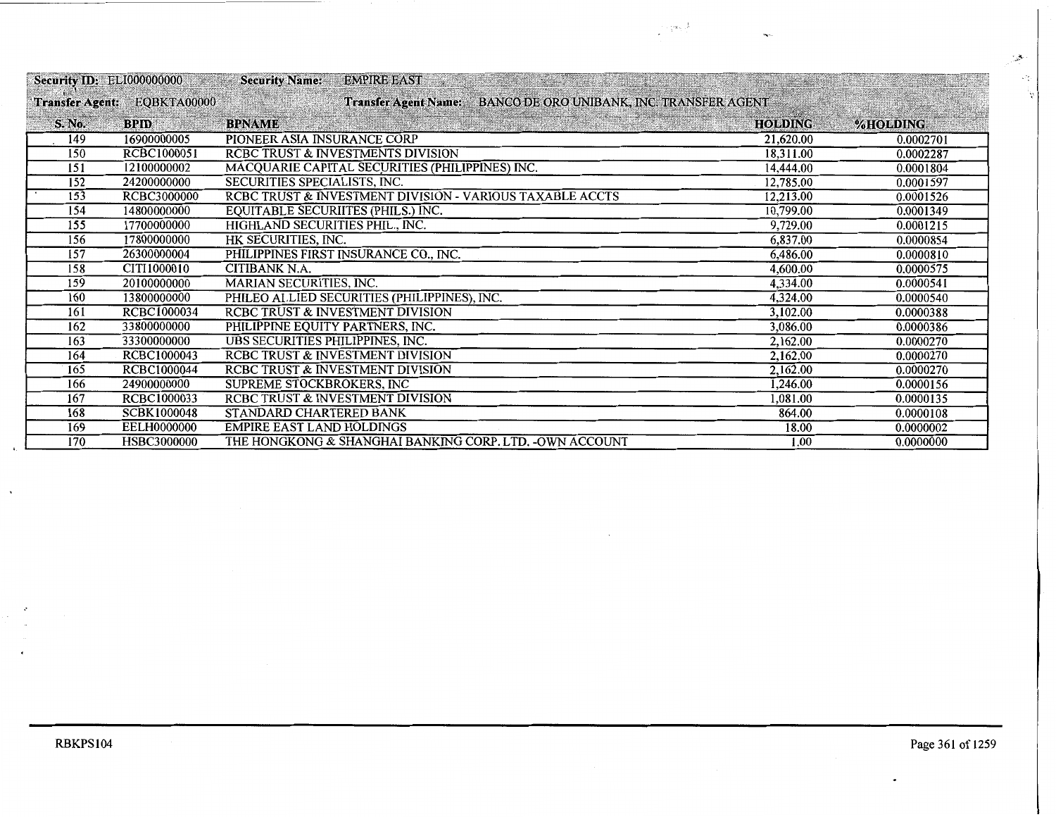**Security ID:** ELI000000000 **Security Name:** EMPIRE EAST

**Transfer Agent:** EQBKTA00000 **Transfer Agent Name:** BANCO DE ORO UNIBANK, INC. TRANSFER AGENT

| S. No. | BPID | BPNAME | HOLDING | %HOLDING |
|---|---|---|---|---|
| 149 | 16900000005 | PIONEER ASIA INSURANCE CORP | 21,620.00 | 0.0002701 |
| 150 | RCBC1000051 | RCBC TRUST & INVESTMENTS DIVISION | 18,311.00 | 0.0002287 |
| 151 | 12100000002 | MACQUARIE CAPITAL SECURITIES (PHILIPPINES) INC. | 14,444.00 | 0.0001804 |
| 152 | 24200000000 | SECURITIES SPECIALISTS, INC. | 12,785.00 | 0.0001597 |
| 153 | RCBC3000000 | RCBC TRUST & INVESTMENT DIVISION - VARIOUS TAXABLE ACCTS | 12,213.00 | 0.0001526 |
| 154 | 14800000000 | EQUITABLE SECURIITES (PHILS.) INC. | 10,799.00 | 0.0001349 |
| 155 | 17700000000 | HIGHLAND SECURITIES PHIL., INC. | 9,729.00 | 0.0001215 |
| 156 | 17800000000 | HK SECURITIES, INC. | 6,837.00 | 0.0000854 |
| 157 | 26300000004 | PHILIPPINES FIRST INSURANCE CO., INC. | 6,486.00 | 0.0000810 |
| 158 | CITI1000010 | CITIBANK N.A. | 4,600.00 | 0.0000575 |
| 159 | 20100000000 | MARIAN SECURITIES, INC. | 4,334.00 | 0.0000541 |
| 160 | 13800000000 | PHILEO ALLIED SECURITIES (PHILIPPINES), INC. | 4,324.00 | 0.0000540 |
| 161 | RCBC1000034 | RCBC TRUST & INVESTMENT DIVISION | 3,102.00 | 0.0000388 |
| 162 | 33800000000 | PHILIPPINE EQUITY PARTNERS, INC. | 3,086.00 | 0.0000386 |
| 163 | 33300000000 | UBS SECURITIES PHILIPPINES, INC. | 2,162.00 | 0.0000270 |
| 164 | RCBC1000043 | RCBC TRUST & INVESTMENT DIVISION | 2,162.00 | 0.0000270 |
| 165 | RCBC1000044 | RCBC TRUST & INVESTMENT DIVISION | 2,162.00 | 0.0000270 |
| 166 | 24900000000 | SUPREME STOCKBROKERS, INC | 1,246.00 | 0.0000156 |
| 167 | RCBC1000033 | RCBC TRUST & INVESTMENT DIVISION | 1,081.00 | 0.0000135 |
| 168 | SCBK1000048 | STANDARD CHARTERED BANK | 864.00 | 0.0000108 |
| 169 | EELH0000000 | EMPIRE EAST LAND HOLDINGS | 18.00 | 0.0000002 |
| 170 | HSBC3000000 | THE HONGKONG & SHANGHAI BANKING CORP. LTD. -OWN ACCOUNT | 1.00 | 0.0000000 |

RBKPS104